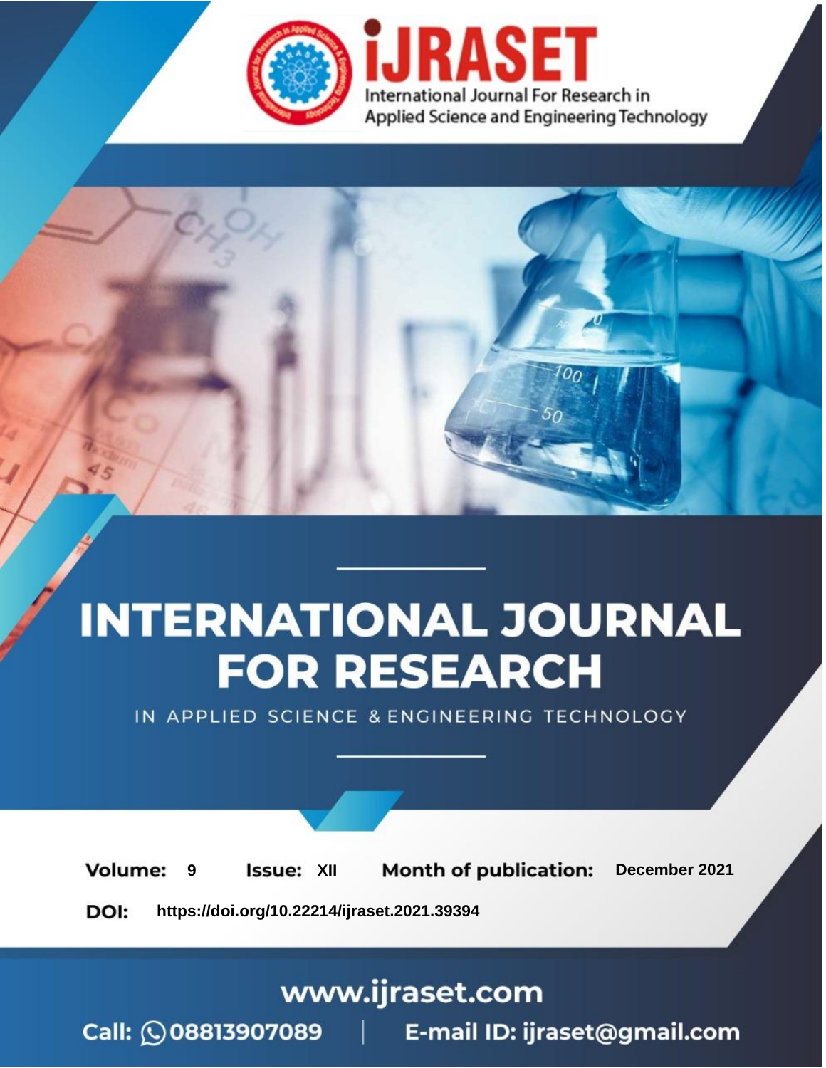# INTERNATIONAL JOURNAL FOR RESEARCH

IN APPLIED SCIENCE & ENGINEERING TECHNOLOGY

**Volume:** 9 **Issue:** XII **Month of publication:** December 2021

**DOI:** https://doi.org/10.22214/ijraset.2021.39394

www.ijraset.com

Call: 08813907089 | E-mail ID: ijraset@gmail.com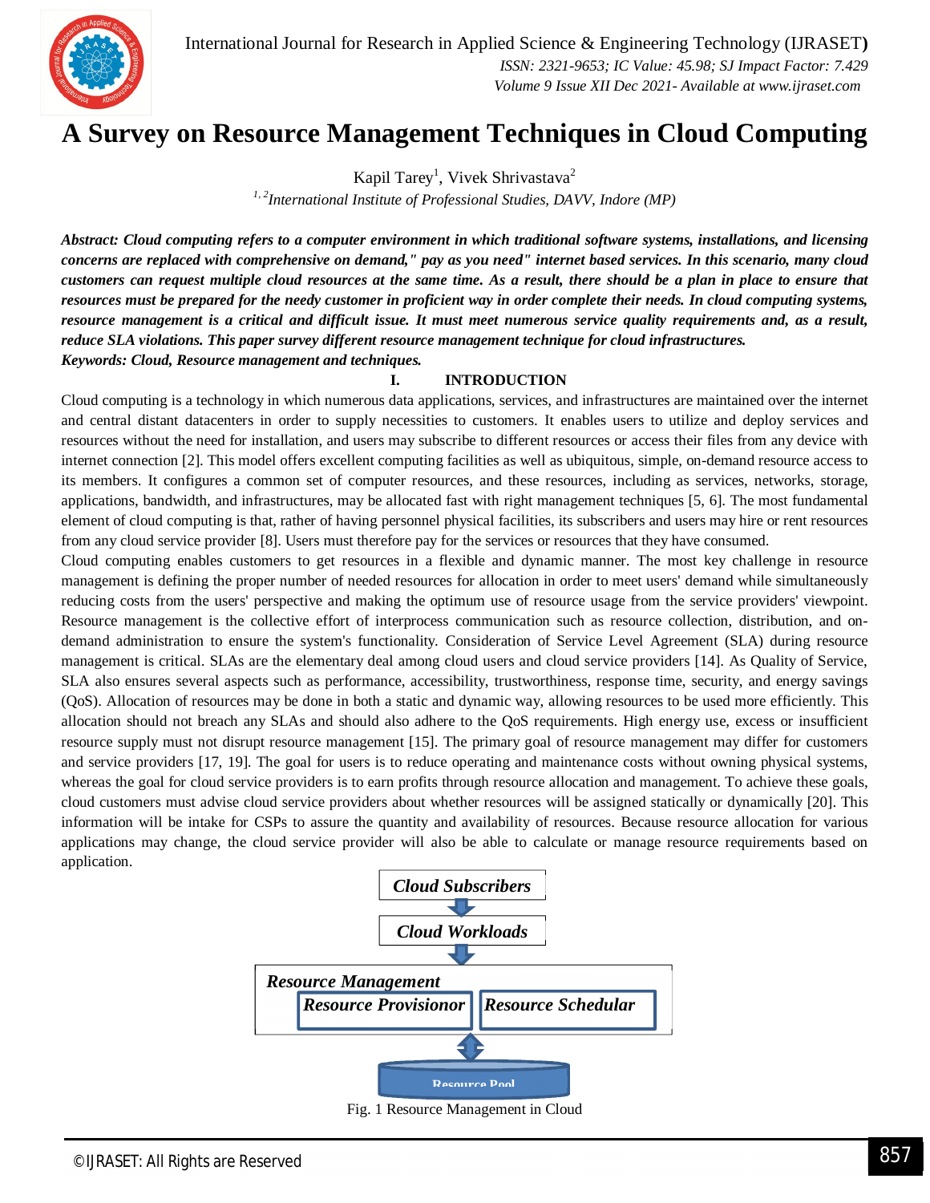# A Survey on Resource Management Techniques in Cloud Computing

Kapil Tarey[1], Vivek Shrivastava[2]

[1, 2]International Institute of Professional Studies, DAVV, Indore (MP)

***Abstract:** Cloud computing refers to a computer environment in which traditional software systems, installations, and licensing concerns are replaced with comprehensive on demand," pay as you need" internet based services. In this scenario, many cloud customers can request multiple cloud resources at the same time. As a result, there should be a plan in place to ensure that resources must be prepared for the needy customer in proficient way in order complete their needs. In cloud computing systems, resource management is a critical and difficult issue. It must meet numerous service quality requirements and, as a result, reduce SLA violations. This paper survey different resource management technique for cloud infrastructures.*

***Keywords:** Cloud, Resource management and techniques.*

## I. INTRODUCTION

Cloud computing is a technology in which numerous data applications, services, and infrastructures are maintained over the internet and central distant datacenters in order to supply necessities to customers. It enables users to utilize and deploy services and resources without the need for installation, and users may subscribe to different resources or access their files from any device with internet connection [2]. This model offers excellent computing facilities as well as ubiquitous, simple, on-demand resource access to its members. It configures a common set of computer resources, and these resources, including as services, networks, storage, applications, bandwidth, and infrastructures, may be allocated fast with right management techniques [5, 6]. The most fundamental element of cloud computing is that, rather of having personnel physical facilities, its subscribers and users may hire or rent resources from any cloud service provider [8]. Users must therefore pay for the services or resources that they have consumed.

Cloud computing enables customers to get resources in a flexible and dynamic manner. The most key challenge in resource management is defining the proper number of needed resources for allocation in order to meet users' demand while simultaneously reducing costs from the users' perspective and making the optimum use of resource usage from the service providers' viewpoint. Resource management is the collective effort of interprocess communication such as resource collection, distribution, and on-demand administration to ensure the system's functionality. Consideration of Service Level Agreement (SLA) during resource management is critical. SLAs are the elementary deal among cloud users and cloud service providers [14]. As Quality of Service, SLA also ensures several aspects such as performance, accessibility, trustworthiness, response time, security, and energy savings (QoS). Allocation of resources may be done in both a static and dynamic way, allowing resources to be used more efficiently. This allocation should not breach any SLAs and should also adhere to the QoS requirements. High energy use, excess or insufficient resource supply must not disrupt resource management [15]. The primary goal of resource management may differ for customers and service providers [17, 19]. The goal for users is to reduce operating and maintenance costs without owning physical systems, whereas the goal for cloud service providers is to earn profits through resource allocation and management. To achieve these goals, cloud customers must advise cloud service providers about whether resources will be assigned statically or dynamically [20]. This information will be intake for CSPs to assure the quantity and availability of resources. Because resource allocation for various applications may change, the cloud service provider will also be able to calculate or manage resource requirements based on application.

Cloud Subscribers → Cloud Workloads → Resource Management (Resource Provisionor, Resource Schedular) ↔ Resource Pool

Fig. 1 Resource Management in Cloud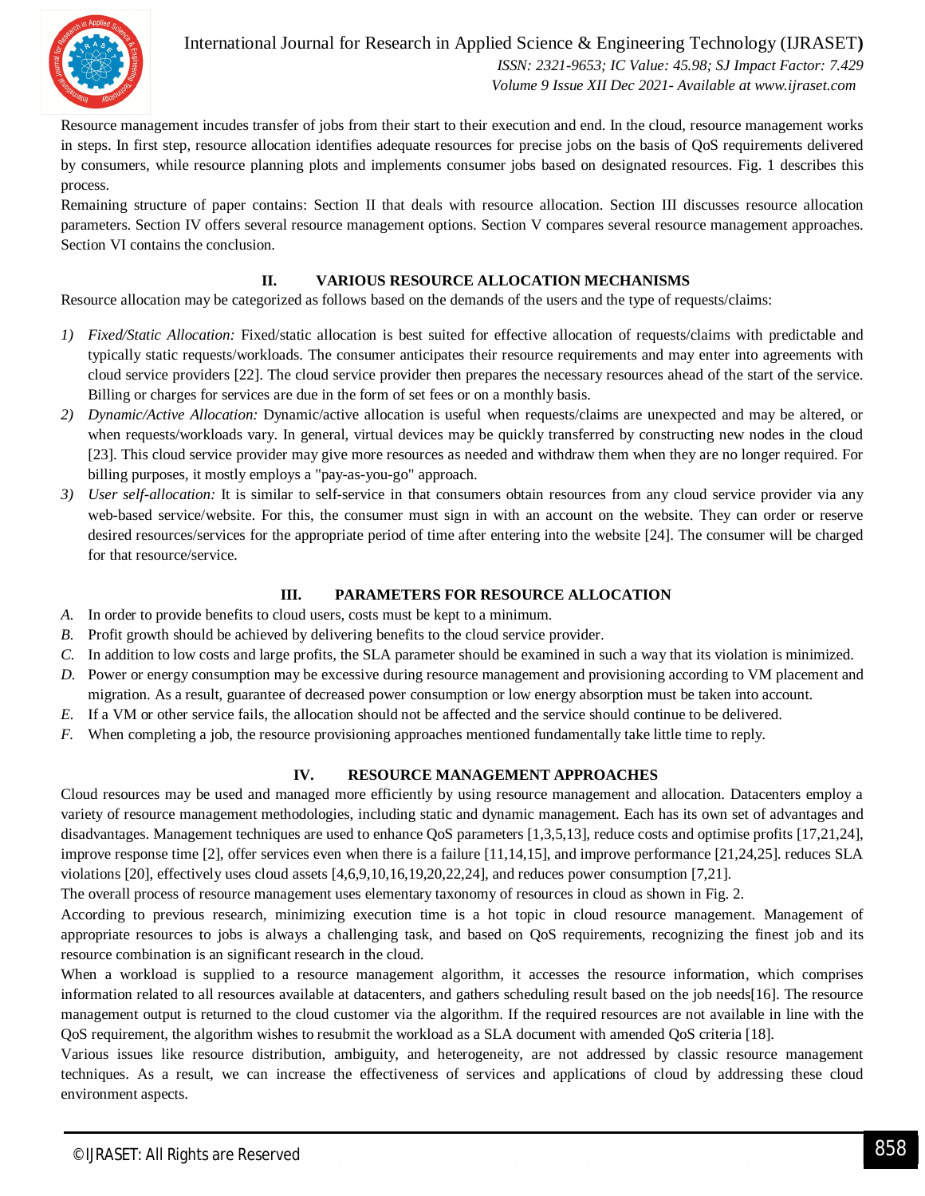Resource management incudes transfer of jobs from their start to their execution and end. In the cloud, resource management works in steps. In first step, resource allocation identifies adequate resources for precise jobs on the basis of QoS requirements delivered by consumers, while resource planning plots and implements consumer jobs based on designated resources. Fig. 1 describes this process.

Remaining structure of paper contains: Section II that deals with resource allocation. Section III discusses resource allocation parameters. Section IV offers several resource management options. Section V compares several resource management approaches. Section VI contains the conclusion.

## II. VARIOUS RESOURCE ALLOCATION MECHANISMS

Resource allocation may be categorized as follows based on the demands of the users and the type of requests/claims:

1) *Fixed/Static Allocation:* Fixed/static allocation is best suited for effective allocation of requests/claims with predictable and typically static requests/workloads. The consumer anticipates their resource requirements and may enter into agreements with cloud service providers [22]. The cloud service provider then prepares the necessary resources ahead of the start of the service. Billing or charges for services are due in the form of set fees or on a monthly basis.
2) *Dynamic/Active Allocation:* Dynamic/active allocation is useful when requests/claims are unexpected and may be altered, or when requests/workloads vary. In general, virtual devices may be quickly transferred by constructing new nodes in the cloud [23]. This cloud service provider may give more resources as needed and withdraw them when they are no longer required. For billing purposes, it mostly employs a "pay-as-you-go" approach.
3) *User self-allocation:* It is similar to self-service in that consumers obtain resources from any cloud service provider via any web-based service/website. For this, the consumer must sign in with an account on the website. They can order or reserve desired resources/services for the appropriate period of time after entering into the website [24]. The consumer will be charged for that resource/service.

## III. PARAMETERS FOR RESOURCE ALLOCATION

A. In order to provide benefits to cloud users, costs must be kept to a minimum.
B. Profit growth should be achieved by delivering benefits to the cloud service provider.
C. In addition to low costs and large profits, the SLA parameter should be examined in such a way that its violation is minimized.
D. Power or energy consumption may be excessive during resource management and provisioning according to VM placement and migration. As a result, guarantee of decreased power consumption or low energy absorption must be taken into account.
E. If a VM or other service fails, the allocation should not be affected and the service should continue to be delivered.
F. When completing a job, the resource provisioning approaches mentioned fundamentally take little time to reply.

## IV. RESOURCE MANAGEMENT APPROACHES

Cloud resources may be used and managed more efficiently by using resource management and allocation. Datacenters employ a variety of resource management methodologies, including static and dynamic management. Each has its own set of advantages and disadvantages. Management techniques are used to enhance QoS parameters [1,3,5,13], reduce costs and optimise profits [17,21,24], improve response time [2], offer services even when there is a failure [11,14,15], and improve performance [21,24,25]. reduces SLA violations [20], effectively uses cloud assets [4,6,9,10,16,19,20,22,24], and reduces power consumption [7,21].

The overall process of resource management uses elementary taxonomy of resources in cloud as shown in Fig. 2.

According to previous research, minimizing execution time is a hot topic in cloud resource management. Management of appropriate resources to jobs is always a challenging task, and based on QoS requirements, recognizing the finest job and its resource combination is an significant research in the cloud.

When a workload is supplied to a resource management algorithm, it accesses the resource information, which comprises information related to all resources available at datacenters, and gathers scheduling result based on the job needs[16]. The resource management output is returned to the cloud customer via the algorithm. If the required resources are not available in line with the QoS requirement, the algorithm wishes to resubmit the workload as a SLA document with amended QoS criteria [18].

Various issues like resource distribution, ambiguity, and heterogeneity, are not addressed by classic resource management techniques. As a result, we can increase the effectiveness of services and applications of cloud by addressing these cloud environment aspects.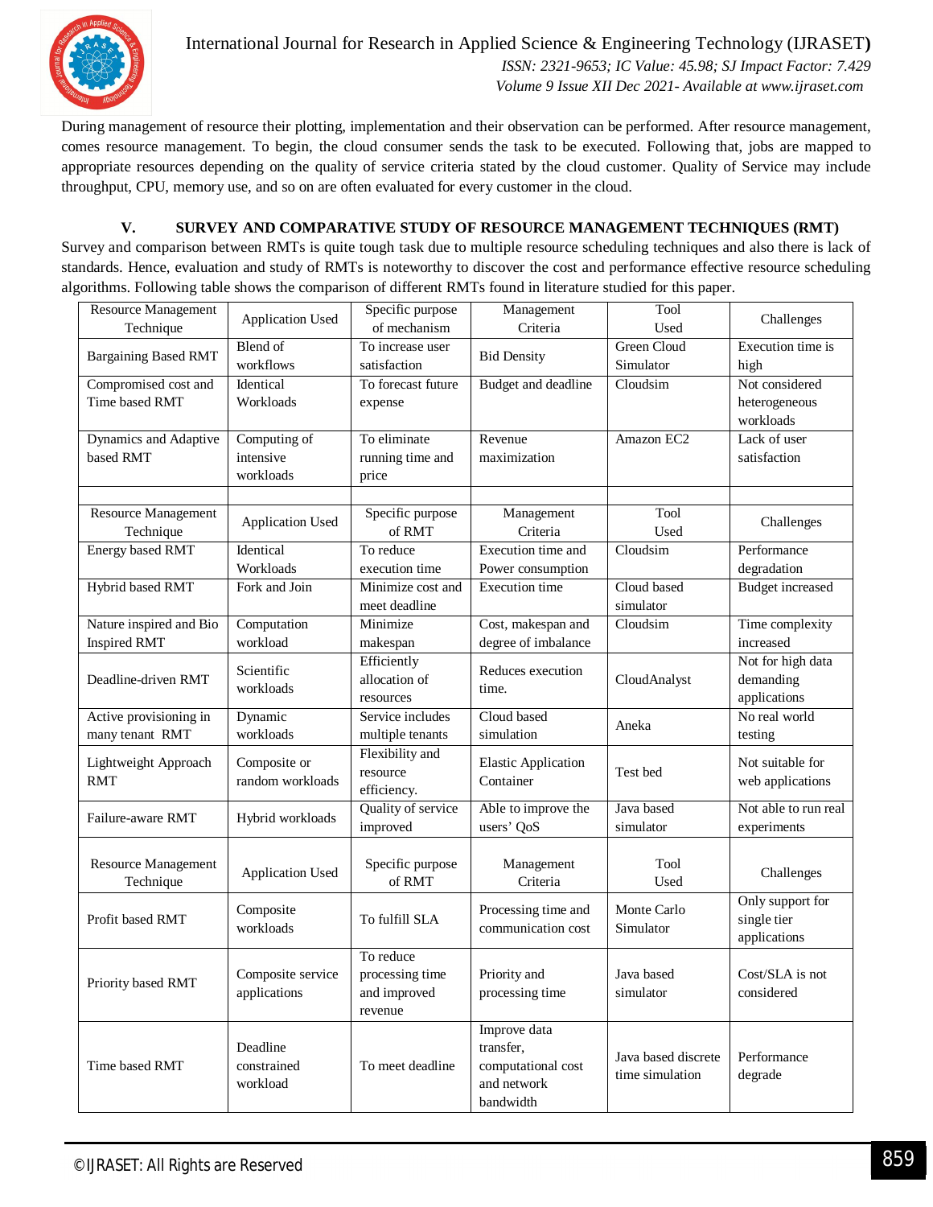During management of resource their plotting, implementation and their observation can be performed. After resource management, comes resource management. To begin, the cloud consumer sends the task to be executed. Following that, jobs are mapped to appropriate resources depending on the quality of service criteria stated by the cloud customer. Quality of Service may include throughput, CPU, memory use, and so on are often evaluated for every customer in the cloud.

## V. SURVEY AND COMPARATIVE STUDY OF RESOURCE MANAGEMENT TECHNIQUES (RMT)

Survey and comparison between RMTs is quite tough task due to multiple resource scheduling techniques and also there is lack of standards. Hence, evaluation and study of RMTs is noteworthy to discover the cost and performance effective resource scheduling algorithms. Following table shows the comparison of different RMTs found in literature studied for this paper.

| Resource Management Technique | Application Used | Specific purpose of mechanism | Management Criteria | Tool Used | Challenges |
|---|---|---|---|---|---|
| Bargaining Based RMT | Blend of workflows | To increase user satisfaction | Bid Density | Green Cloud Simulator | Execution time is high |
| Compromised cost and Time based RMT | Identical Workloads | To forecast future expense | Budget and deadline | Cloudsim | Not considered heterogeneous workloads |
| Dynamics and Adaptive based RMT | Computing of intensive workloads | To eliminate running time and price | Revenue maximization | Amazon EC2 | Lack of user satisfaction |
| | | | | | |
| Resource Management Technique | Application Used | Specific purpose of RMT | Management Criteria | Tool Used | Challenges |
| Energy based RMT | Identical Workloads | To reduce execution time | Execution time and Power consumption | Cloudsim | Performance degradation |
| Hybrid based RMT | Fork and Join | Minimize cost and meet deadline | Execution time | Cloud based simulator | Budget increased |
| Nature inspired and Bio Inspired RMT | Computation workload | Minimize makespan | Cost, makespan and degree of imbalance | Cloudsim | Time complexity increased |
| Deadline-driven RMT | Scientific workloads | Efficiently allocation of resources | Reduces execution time. | CloudAnalyst | Not for high data demanding applications |
| Active provisioning in many tenant RMT | Dynamic workloads | Service includes multiple tenants | Cloud based simulation | Aneka | No real world testing |
| Lightweight Approach RMT | Composite or random workloads | Flexibility and resource efficiency. | Elastic Application Container | Test bed | Not suitable for web applications |
| Failure-aware RMT | Hybrid workloads | Quality of service improved | Able to improve the users' QoS | Java based simulator | Not able to run real experiments |
| Resource Management Technique | Application Used | Specific purpose of RMT | Management Criteria | Tool Used | Challenges |
| Profit based RMT | Composite workloads | To fulfill SLA | Processing time and communication cost | Monte Carlo Simulator | Only support for single tier applications |
| Priority based RMT | Composite service applications | To reduce processing time and improved revenue | Priority and processing time | Java based simulator | Cost/SLA is not considered |
| Time based RMT | Deadline constrained workload | To meet deadline | Improve data transfer, computational cost and network bandwidth | Java based discrete time simulation | Performance degrade |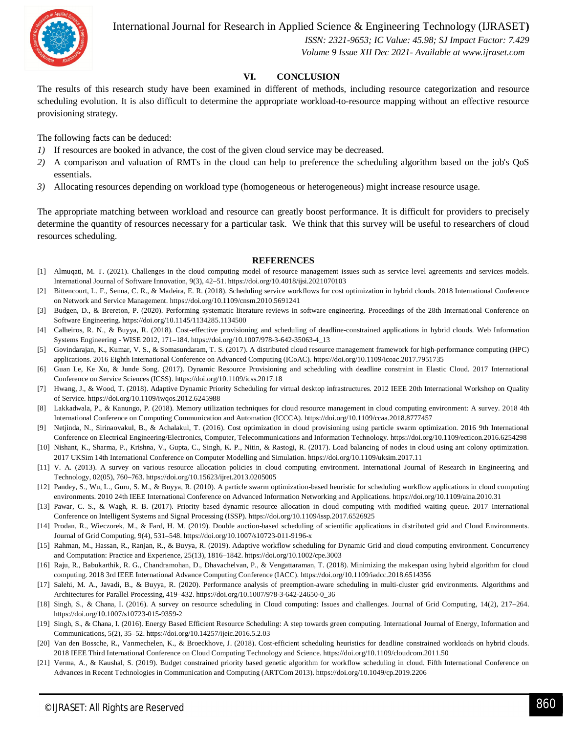## VI. CONCLUSION

The results of this research study have been examined in different of methods, including resource categorization and resource scheduling evolution. It is also difficult to determine the appropriate workload-to-resource mapping without an effective resource provisioning strategy.

The following facts can be deduced:

1) If resources are booked in advance, the cost of the given cloud service may be decreased.
2) A comparison and valuation of RMTs in the cloud can help to preference the scheduling algorithm based on the job's QoS essentials.
3) Allocating resources depending on workload type (homogeneous or heterogeneous) might increase resource usage.

The appropriate matching between workload and resource can greatly boost performance. It is difficult for providers to precisely determine the quantity of resources necessary for a particular task. We think that this survey will be useful to researchers of cloud resources scheduling.

## REFERENCES

[1] Almuqati, M. T. (2021). Challenges in the cloud computing model of resource management issues such as service level agreements and services models. International Journal of Software Innovation, 9(3), 42–51. https://doi.org/10.4018/ijsi.2021070103

[2] Bittencourt, L. F., Senna, C. R., & Madeira, E. R. (2018). Scheduling service workflows for cost optimization in hybrid clouds. 2018 International Conference on Network and Service Management. https://doi.org/10.1109/cnsm.2010.5691241

[3] Budgen, D., & Brereton, P. (2020). Performing systematic literature reviews in software engineering. Proceedings of the 28th International Conference on Software Engineering. https://doi.org/10.1145/1134285.1134500

[4] Calheiros, R. N., & Buyya, R. (2018). Cost-effective provisioning and scheduling of deadline-constrained applications in hybrid clouds. Web Information Systems Engineering - WISE 2012, 171–184. https://doi.org/10.1007/978-3-642-35063-4_13

[5] Govindarajan, K., Kumar, V. S., & Somasundaram, T. S. (2017). A distributed cloud resource management framework for high-performance computing (HPC) applications. 2016 Eighth International Conference on Advanced Computing (ICoAC). https://doi.org/10.1109/icoac.2017.7951735

[6] Guan Le, Ke Xu, & Junde Song. (2017). Dynamic Resource Provisioning and scheduling with deadline constraint in Elastic Cloud. 2017 International Conference on Service Sciences (ICSS). https://doi.org/10.1109/icss.2017.18

[7] Hwang, J., & Wood, T. (2018). Adaptive Dynamic Priority Scheduling for virtual desktop infrastructures. 2012 IEEE 20th International Workshop on Quality of Service. https://doi.org/10.1109/iwqos.2012.6245988

[8] Lakkadwala, P., & Kanungo, P. (2018). Memory utilization techniques for cloud resource management in cloud computing environment: A survey. 2018 4th International Conference on Computing Communication and Automation (ICCCA). https://doi.org/10.1109/ccaa.2018.8777457

[9] Netjinda, N., Sirinaovakul, B., & Achalakul, T. (2016). Cost optimization in cloud provisioning using particle swarm optimization. 2016 9th International Conference on Electrical Engineering/Electronics, Computer, Telecommunications and Information Technology. https://doi.org/10.1109/ecticon.2016.6254298

[10] Nishant, K., Sharma, P., Krishna, V., Gupta, C., Singh, K. P., Nitin, & Rastogi, R. (2017). Load balancing of nodes in cloud using ant colony optimization. 2017 UKSim 14th International Conference on Computer Modelling and Simulation. https://doi.org/10.1109/uksim.2017.11

[11] V. A. (2013). A survey on various resource allocation policies in cloud computing environment. International Journal of Research in Engineering and Technology, 02(05), 760–763. https://doi.org/10.15623/ijret.2013.0205005

[12] Pandey, S., Wu, L., Guru, S. M., & Buyya, R. (2010). A particle swarm optimization-based heuristic for scheduling workflow applications in cloud computing environments. 2010 24th IEEE International Conference on Advanced Information Networking and Applications. https://doi.org/10.1109/aina.2010.31

[13] Pawar, C. S., & Wagh, R. B. (2017). Priority based dynamic resource allocation in cloud computing with modified waiting queue. 2017 International Conference on Intelligent Systems and Signal Processing (ISSP). https://doi.org/10.1109/issp.2017.6526925

[14] Prodan, R., Wieczorek, M., & Fard, H. M. (2019). Double auction-based scheduling of scientific applications in distributed grid and Cloud Environments. Journal of Grid Computing, 9(4), 531–548. https://doi.org/10.1007/s10723-011-9196-x

[15] Rahman, M., Hassan, R., Ranjan, R., & Buyya, R. (2019). Adaptive workflow scheduling for Dynamic Grid and cloud computing environment. Concurrency and Computation: Practice and Experience, 25(13), 1816–1842. https://doi.org/10.1002/cpe.3003

[16] Raju, R., Babukarthik, R. G., Chandramohan, D., Dhavachelvan, P., & Vengattaraman, T. (2018). Minimizing the makespan using hybrid algorithm for cloud computing. 2018 3rd IEEE International Advance Computing Conference (IACC). https://doi.org/10.1109/iadcc.2018.6514356

[17] Salehi, M. A., Javadi, B., & Buyya, R. (2020). Performance analysis of preemption-aware scheduling in multi-cluster grid environments. Algorithms and Architectures for Parallel Processing, 419–432. https://doi.org/10.1007/978-3-642-24650-0_36

[18] Singh, S., & Chana, I. (2016). A survey on resource scheduling in Cloud computing: Issues and challenges. Journal of Grid Computing, 14(2), 217–264. https://doi.org/10.1007/s10723-015-9359-2

[19] Singh, S., & Chana, I. (2016). Energy Based Efficient Resource Scheduling: A step towards green computing. International Journal of Energy, Information and Communications, 5(2), 35–52. https://doi.org/10.14257/ijeic.2016.5.2.03

[20] Van den Bossche, R., Vanmechelen, K., & Broeckhove, J. (2018). Cost-efficient scheduling heuristics for deadline constrained workloads on hybrid clouds. 2018 IEEE Third International Conference on Cloud Computing Technology and Science. https://doi.org/10.1109/cloudcom.2011.50

[21] Verma, A., & Kaushal, S. (2019). Budget constrained priority based genetic algorithm for workflow scheduling in cloud. Fifth International Conference on Advances in Recent Technologies in Communication and Computing (ARTCom 2013). https://doi.org/10.1049/cp.2019.2206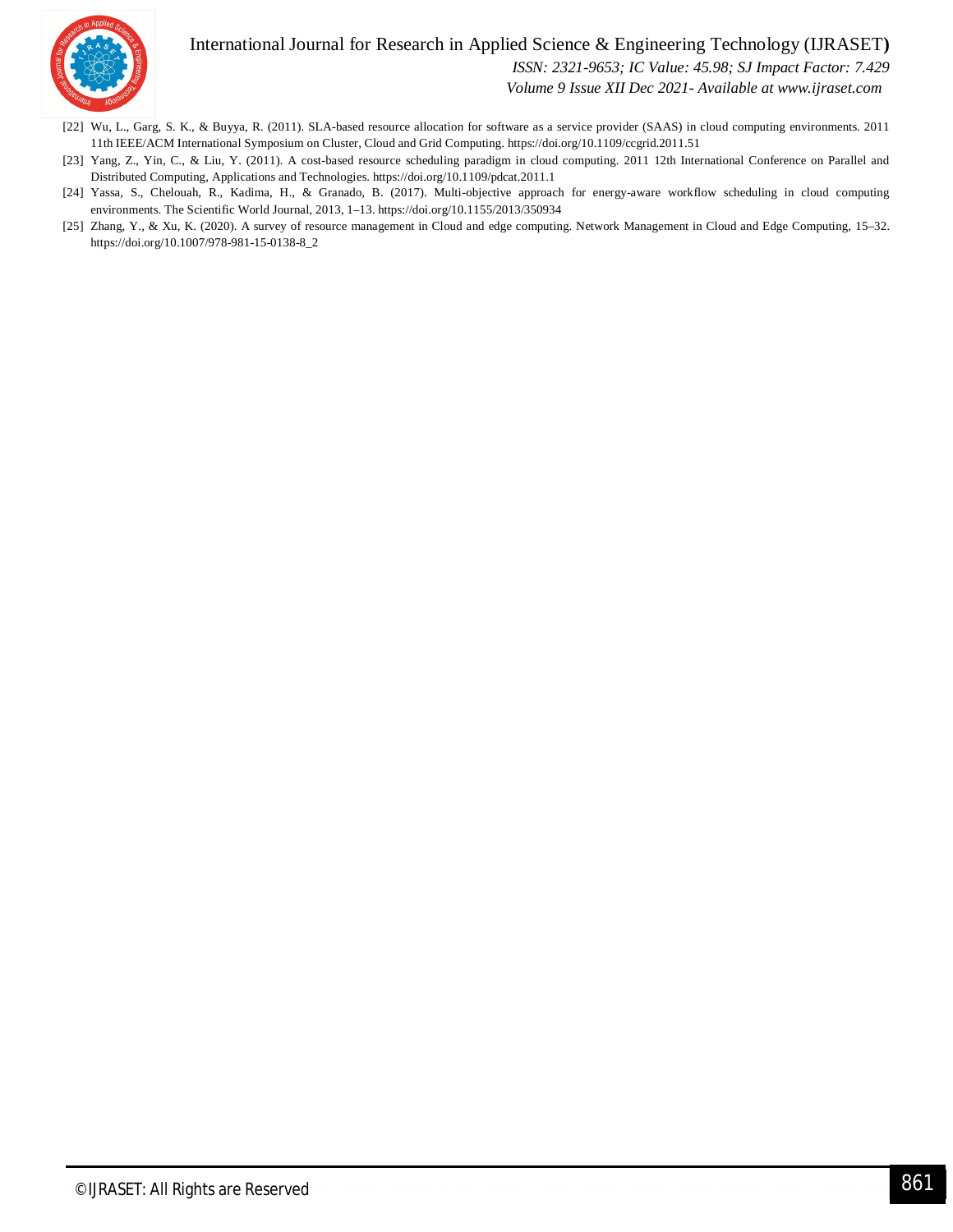[22] Wu, L., Garg, S. K., & Buyya, R. (2011). SLA-based resource allocation for software as a service provider (SAAS) in cloud computing environments. 2011 11th IEEE/ACM International Symposium on Cluster, Cloud and Grid Computing. https://doi.org/10.1109/ccgrid.2011.51

[23] Yang, Z., Yin, C., & Liu, Y. (2011). A cost-based resource scheduling paradigm in cloud computing. 2011 12th International Conference on Parallel and Distributed Computing, Applications and Technologies. https://doi.org/10.1109/pdcat.2011.1

[24] Yassa, S., Chelouah, R., Kadima, H., & Granado, B. (2017). Multi-objective approach for energy-aware workflow scheduling in cloud computing environments. The Scientific World Journal, 2013, 1–13. https://doi.org/10.1155/2013/350934

[25] Zhang, Y., & Xu, K. (2020). A survey of resource management in Cloud and edge computing. Network Management in Cloud and Edge Computing, 15–32. https://doi.org/10.1007/978-981-15-0138-8_2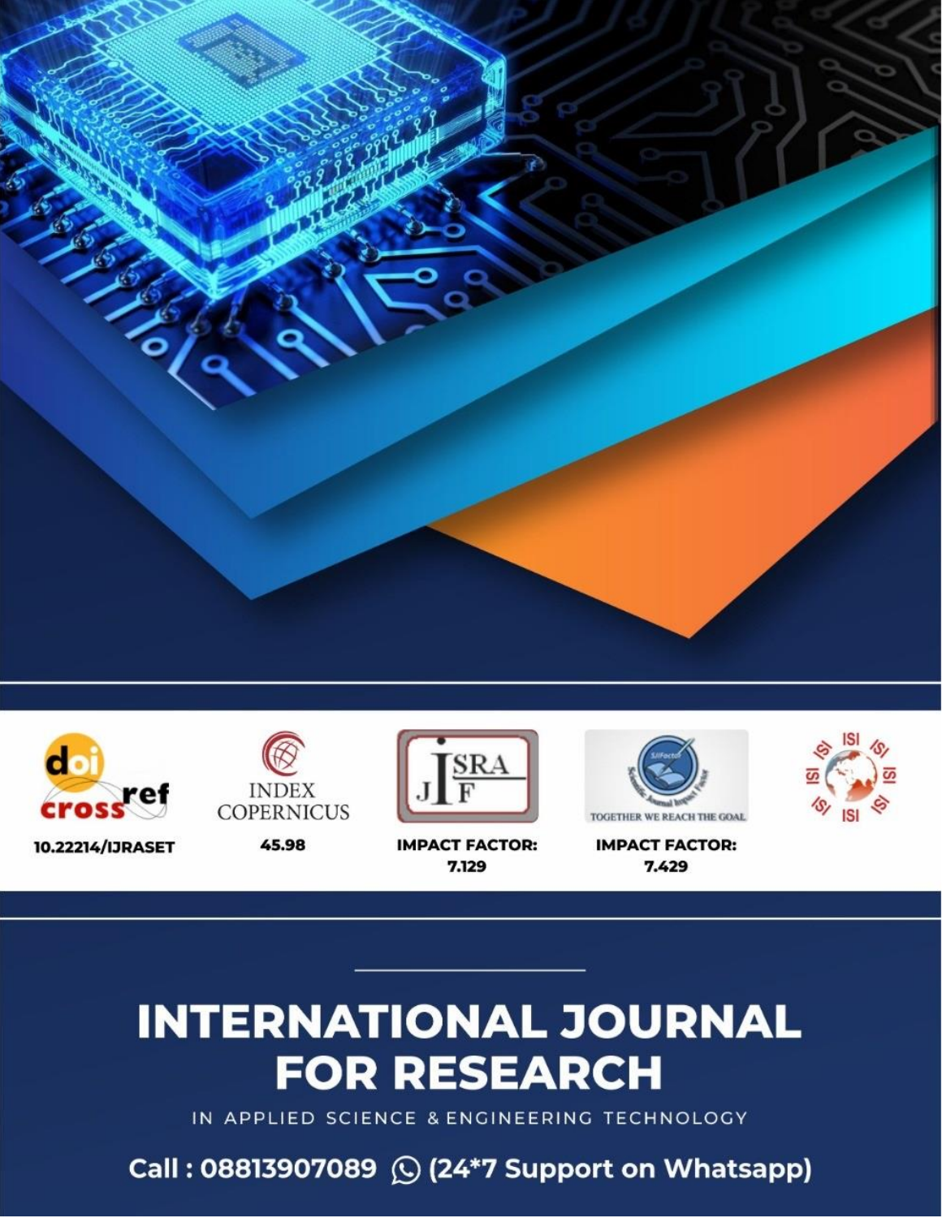10.22214/IJRASET

INDEX COPERNICUS

45.98

IMPACT FACTOR: 7.129

IMPACT FACTOR: 7.429

TOGETHER WE REACH THE GOAL

# INTERNATIONAL JOURNAL FOR RESEARCH

IN APPLIED SCIENCE & ENGINEERING TECHNOLOGY

Call : 08813907089 (24*7 Support on Whatsapp)